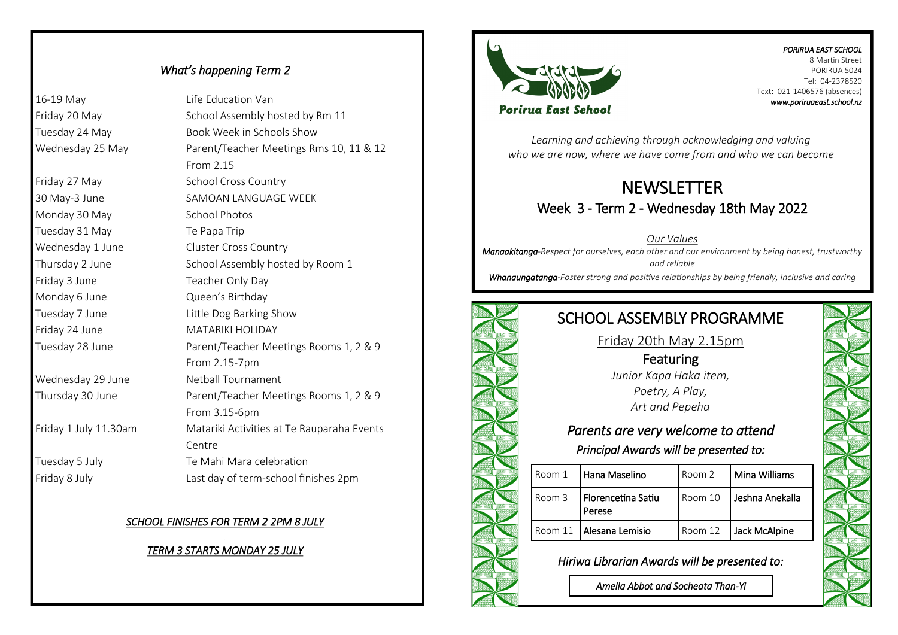## *What's happening Term 2*

| | |
|---|---|
| 16-19 May | Life Education Van |
| Friday 20 May | School Assembly hosted by Rm 11 |
| Tuesday 24 May | Book Week in Schools Show |
| Wednesday 25 May | Parent/Teacher Meetings Rms 10, 11 & 12 From 2.15 |
| Friday 27 May | School Cross Country |
| 30 May-3 June | SAMOAN LANGUAGE WEEK |
| Monday 30 May | School Photos |
| Tuesday 31 May | Te Papa Trip |
| Wednesday 1 June | Cluster Cross Country |
| Thursday 2 June | School Assembly hosted by Room 1 |
| Friday 3 June | Teacher Only Day |
| Monday 6 June | Queen's Birthday |
| Tuesday 7 June | Little Dog Barking Show |
| Friday 24 June | MATARIKI HOLIDAY |
| Tuesday 28 June | Parent/Teacher Meetings Rooms 1, 2 & 9 From 2.15-7pm |
| Wednesday 29 June | Netball Tournament |
| Thursday 30 June | Parent/Teacher Meetings Rooms 1, 2 & 9 From 3.15-6pm |
| Friday 1 July 11.30am | Matariki Activities at Te Rauparaha Events Centre |
| Tuesday 5 July | Te Mahi Mara celebration |
| Friday 8 July | Last day of term-school finishes 2pm |

*SCHOOL FINISHES FOR TERM 2 2PM 8 JULY*

*TERM 3 STARTS MONDAY 25 JULY*

**Porirua East School**

*PORIRUA EAST SCHOOL*
8 Martin Street
PORIRUA 5024
Tel: 04-2378520
Text: 021-1406576 (absences)
*www.poriruaeast.school.nz*

*Learning and achieving through acknowledging and valuing who we are now, where we have come from and who we can become*

# NEWSLETTER

## Week 3 - Term 2 - Wednesday 18th May 2022

*Our Values*

***Manaakitanga**-Respect for ourselves, each other and our environment by being honest, trustworthy and reliable*

***Whanaungatanga**-Foster strong and positive relationships by being friendly, inclusive and caring*

# SCHOOL ASSEMBLY PROGRAMME

Friday 20th May 2.15pm

### Featuring

*Junior Kapa Haka item,*
*Poetry, A Play,*
*Art and Pepeha*

### *Parents are very welcome to attend*

*Principal Awards will be presented to:*

| | | | |
|---|---|---|---|
| Room 1 | **Hana Maselino** | Room 2 | **Mina Williams** |
| Room 3 | **Florencetina Satiu Perese** | Room 10 | **Jeshna Anekalla** |
| Room 11 | **Alesana Lemisio** | Room 12 | **Jack McAlpine** |

*Hiriwa Librarian Awards will be presented to:*

*Amelia Abbot and Socheata Than-Yi*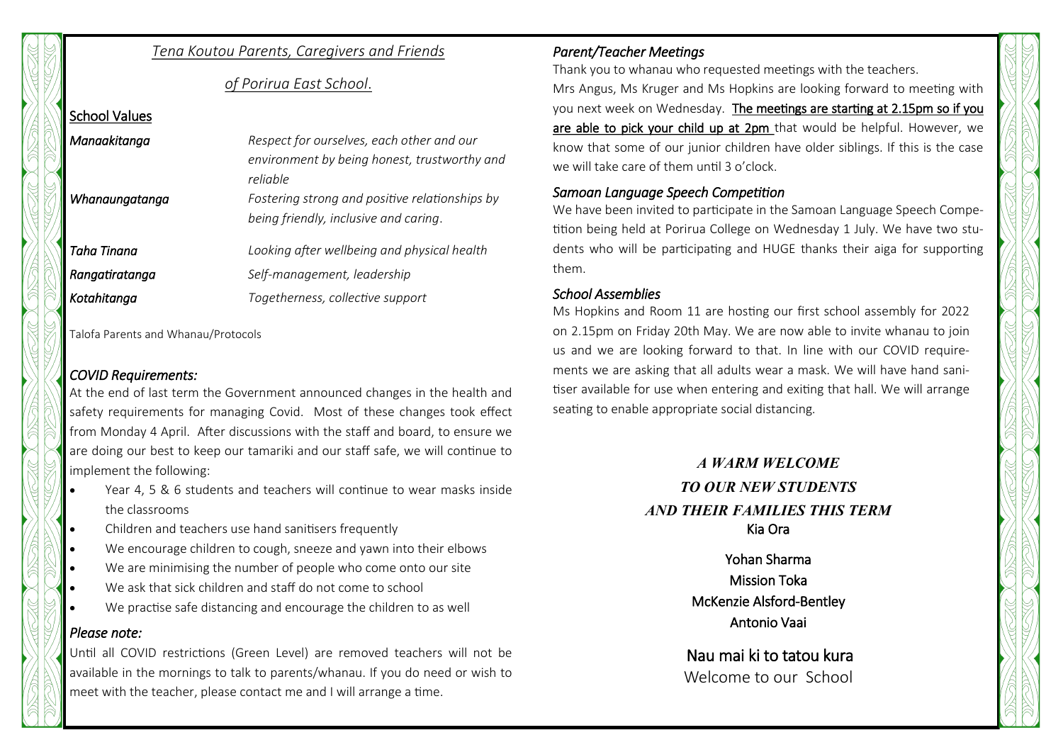*Tena Koutou Parents, Caregivers and Friends*

*of Porirua East School.*

## School Values

| | |
|---|---|
| ***Manaakitanga*** | *Respect for ourselves, each other and our environment by being honest, trustworthy and reliable* |
| ***Whanaungatanga*** | *Fostering strong and positive relationships by being friendly, inclusive and caring.* |
| ***Taha Tinana*** | *Looking after wellbeing and physical health* |
| ***Rangatiratanga*** | *Self-management, leadership* |
| ***Kotahitanga*** | *Togetherness, collective support* |

Talofa Parents and Whanau/Protocols

### *COVID Requirements:*

At the end of last term the Government announced changes in the health and safety requirements for managing Covid. Most of these changes took effect from Monday 4 April. After discussions with the staff and board, to ensure we are doing our best to keep our tamariki and our staff safe, we will continue to implement the following:

- Year 4, 5 & 6 students and teachers will continue to wear masks inside the classrooms
- Children and teachers use hand sanitisers frequently
- We encourage children to cough, sneeze and yawn into their elbows
- We are minimising the number of people who come onto our site
- We ask that sick children and staff do not come to school
- We practise safe distancing and encourage the children to as well

### *Please note:*

Until all COVID restrictions (Green Level) are removed teachers will not be available in the mornings to talk to parents/whanau. If you do need or wish to meet with the teacher, please contact me and I will arrange a time.

### *Parent/Teacher Meetings*

Thank you to whanau who requested meetings with the teachers.
Mrs Angus, Ms Kruger and Ms Hopkins are looking forward to meeting with you next week on Wednesday. **The meetings are starting at 2.15pm so if you are able to pick your child up at 2pm** that would be helpful. However, we know that some of our junior children have older siblings. If this is the case we will take care of them until 3 o'clock.

### *Samoan Language Speech Competition*

We have been invited to participate in the Samoan Language Speech Competition being held at Porirua College on Wednesday 1 July. We have two students who will be participating and HUGE thanks their aiga for supporting them.

### *School Assemblies*

Ms Hopkins and Room 11 are hosting our first school assembly for 2022 on 2.15pm on Friday 20th May. We are now able to invite whanau to join us and we are looking forward to that. In line with our COVID requirements we are asking that all adults wear a mask. We will have hand sanitiser available for use when entering and exiting that hall. We will arrange seating to enable appropriate social distancing.

***A WARM WELCOME***
***TO OUR NEW STUDENTS***
***AND THEIR FAMILIES THIS TERM***
Kia Ora

Yohan Sharma
Mission Toka
McKenzie Alsford-Bentley
Antonio Vaai

Nau mai ki to tatou kura
Welcome to our School